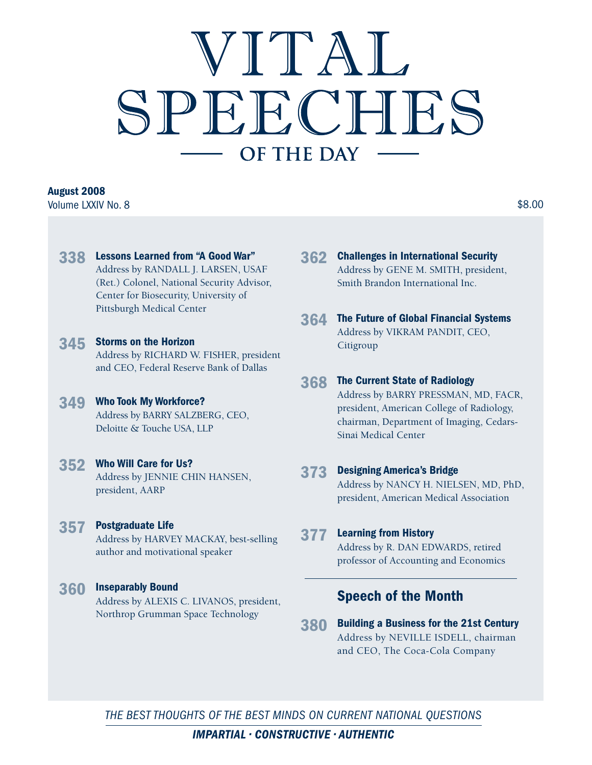# VITAL SPEECHES

## OF THE DAY

**August 2008**
Volume LXXIV No. 8

$8.00

**338** **Lessons Learned from "A Good War"**
Address by RANDALL J. LARSEN, USAF (Ret.) Colonel, National Security Advisor, Center for Biosecurity, University of Pittsburgh Medical Center

**345** **Storms on the Horizon**
Address by RICHARD W. FISHER, president and CEO, Federal Reserve Bank of Dallas

**349** **Who Took My Workforce?**
Address by BARRY SALZBERG, CEO, Deloitte & Touche USA, LLP

**352** **Who Will Care for Us?**
Address by JENNIE CHIN HANSEN, president, AARP

**357** **Postgraduate Life**
Address by HARVEY MACKAY, best-selling author and motivational speaker

**360** **Inseparably Bound**
Address by ALEXIS C. LIVANOS, president, Northrop Grumman Space Technology

**362** **Challenges in International Security**
Address by GENE M. SMITH, president, Smith Brandon International Inc.

**364** **The Future of Global Financial Systems**
Address by VIKRAM PANDIT, CEO, Citigroup

**368** **The Current State of Radiology**
Address by BARRY PRESSMAN, MD, FACR, president, American College of Radiology, chairman, Department of Imaging, Cedars-Sinai Medical Center

**373** **Designing America's Bridge**
Address by NANCY H. NIELSEN, MD, PhD, president, American Medical Association

**377** **Learning from History**
Address by R. DAN EDWARDS, retired professor of Accounting and Economics

## Speech of the Month

**380** **Building a Business for the 21st Century**
Address by NEVILLE ISDELL, chairman and CEO, The Coca-Cola Company

*THE BEST THOUGHTS OF THE BEST MINDS ON CURRENT NATIONAL QUESTIONS*

***IMPARTIAL · CONSTRUCTIVE · AUTHENTIC***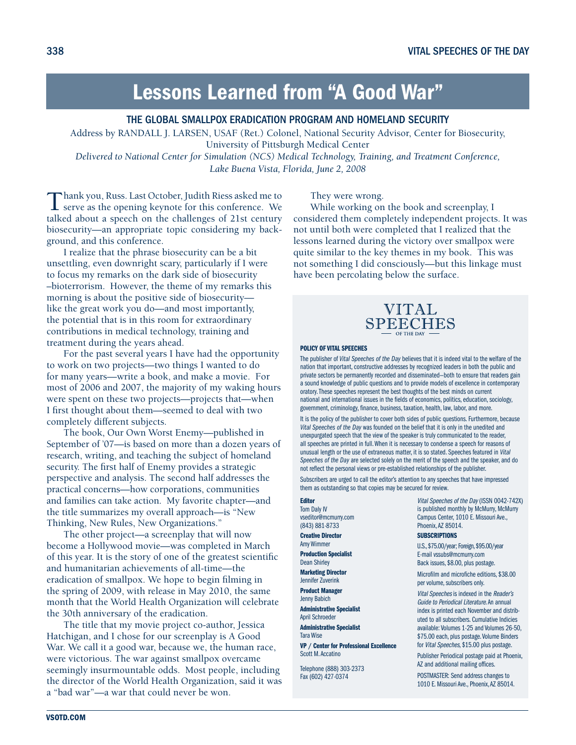# Lessons Learned from "A Good War"

## THE GLOBAL SMALLPOX ERADICATION PROGRAM AND HOMELAND SECURITY

Address by RANDALL J. LARSEN, USAF (Ret.) Colonel, National Security Advisor, Center for Biosecurity, University of Pittsburgh Medical Center

*Delivered to National Center for Simulation (NCS) Medical Technology, Training, and Treatment Conference, Lake Buena Vista, Florida, June 2, 2008*

Thank you, Russ. Last October, Judith Riess asked me to serve as the opening keynote for this conference. We talked about a speech on the challenges of 21st century biosecurity—an appropriate topic considering my background, and this conference.

I realize that the phrase biosecurity can be a bit unsettling, even downright scary, particularly if I were to focus my remarks on the dark side of biosecurity –bioterrorism. However, the theme of my remarks this morning is about the positive side of biosecurity—like the great work you do—and most importantly, the potential that is in this room for extraordinary contributions in medical technology, training and treatment during the years ahead.

For the past several years I have had the opportunity to work on two projects—two things I wanted to do for many years—write a book, and make a movie. For most of 2006 and 2007, the majority of my waking hours were spent on these two projects—projects that—when I first thought about them—seemed to deal with two completely different subjects.

The book, Our Own Worst Enemy—published in September of '07—is based on more than a dozen years of research, writing, and teaching the subject of homeland security. The first half of Enemy provides a strategic perspective and analysis. The second half addresses the practical concerns—how corporations, communities and families can take action. My favorite chapter—and the title summarizes my overall approach—is "New Thinking, New Rules, New Organizations."

The other project—a screenplay that will now become a Hollywood movie—was completed in March of this year. It is the story of one of the greatest scientific and humanitarian achievements of all-time—the eradication of smallpox. We hope to begin filming in the spring of 2009, with release in May 2010, the same month that the World Health Organization will celebrate the 30th anniversary of the eradication.

The title that my movie project co-author, Jessica Hatchigan, and I chose for our screenplay is A Good War. We call it a good war, because we, the human race, were victorious. The war against smallpox overcame seemingly insurmountable odds. Most people, including the director of the World Health Organization, said it was a "bad war"—a war that could never be won.

They were wrong.

While working on the book and screenplay, I considered them completely independent projects. It was not until both were completed that I realized that the lessons learned during the victory over smallpox were quite similar to the key themes in my book. This was not something I did consciously—but this linkage must have been percolating below the surface.

---

VITAL SPEECHES OF THE DAY

**POLICY OF VITAL SPEECHES**

The publisher of *Vital Speeches of the Day* believes that it is indeed vital to the welfare of the nation that important, constructive addresses by recognized leaders in both the public and private sectors be permanently recorded and disseminated–both to ensure that readers gain a sound knowledge of public questions and to provide models of excellence in contemporary oratory. These speeches represent the best thoughts of the best minds on current national and international issues in the fields of economics, politics, education, sociology, government, criminology, finance, business, taxation, health, law, labor, and more.

It is the policy of the publisher to cover both sides of public questions. Furthermore, because *Vital Speeches of the Day* was founded on the belief that it is only in the unedited and unexpurgated speech that the view of the speaker is truly communicated to the reader, all speeches are printed in full. When it is necessary to condense a speech for reasons of unusual length or the use of extraneous matter, it is so stated. Speeches featured in *Vital Speeches of the Day* are selected solely on the merit of the speech and the speaker, and do not reflect the personal views or pre-established relationships of the publisher.

Subscribers are urged to call the editor's attention to any speeches that have impressed them as outstanding so that copies may be secured for review.

**Editor**
Tom Daly IV
vseditor@mcmurry.com
(843) 881-8733

**Creative Director**
Amy Wimmer

**Production Specialist**
Dean Shirley

**Marketing Director**
Jennifer Zuverink

**Product Manager**
Jenny Babich

**Administrative Specialist**
April Schroeder

**Administrative Specialist**
Tara Wise

**VP / Center for Professional Excellence**
Scott M. Accatino

Telephone (888) 303-2373
Fax (602) 427-0374

*Vital Speeches of the Day* (ISSN 0042-742X) is published monthly by McMurry, McMurry Campus Center, 1010 E. Missouri Ave., Phoenix, AZ 85014.

**SUBSCRIPTIONS**

U.S., $75.00/year; Foreign, $95.00/year
E-mail vssubs@mcmurry.com
Back issues, $8.00, plus postage.

Microfilm and microfiche editions, $38.00 per volume, subscribers only.

*Vital Speeches* is indexed in the *Reader's Guide to Periodical Literature.* An annual index is printed each November and distributed to all subscribers. Cumulative Indicies available: Volumes 1-25 and Volumes 26-50, $75.00 each, plus postage. Volume Binders for *Vital Speeches*, $15.00 plus postage.

Publisher Periodical postage paid at Phoenix, AZ and additional mailing offices.

POSTMASTER: Send address changes to 1010 E. Missouri Ave., Phoenix, AZ 85014.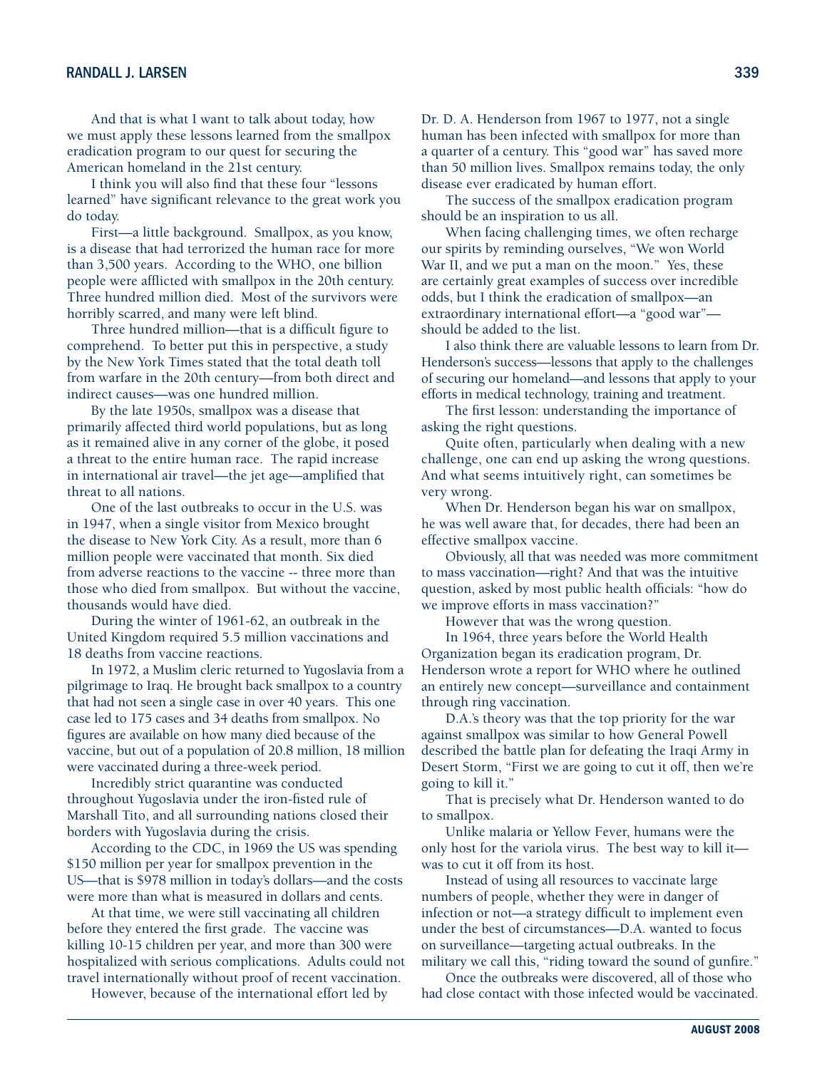And that is what I want to talk about today, how we must apply these lessons learned from the smallpox eradication program to our quest for securing the American homeland in the 21st century.

I think you will also find that these four "lessons learned" have significant relevance to the great work you do today.

First—a little background. Smallpox, as you know, is a disease that had terrorized the human race for more than 3,500 years. According to the WHO, one billion people were afflicted with smallpox in the 20th century. Three hundred million died. Most of the survivors were horribly scarred, and many were left blind.

Three hundred million—that is a difficult figure to comprehend. To better put this in perspective, a study by the New York Times stated that the total death toll from warfare in the 20th century—from both direct and indirect causes—was one hundred million.

By the late 1950s, smallpox was a disease that primarily affected third world populations, but as long as it remained alive in any corner of the globe, it posed a threat to the entire human race. The rapid increase in international air travel—the jet age—amplified that threat to all nations.

One of the last outbreaks to occur in the U.S. was in 1947, when a single visitor from Mexico brought the disease to New York City. As a result, more than 6 million people were vaccinated that month. Six died from adverse reactions to the vaccine -- three more than those who died from smallpox. But without the vaccine, thousands would have died.

During the winter of 1961-62, an outbreak in the United Kingdom required 5.5 million vaccinations and 18 deaths from vaccine reactions.

In 1972, a Muslim cleric returned to Yugoslavia from a pilgrimage to Iraq. He brought back smallpox to a country that had not seen a single case in over 40 years. This one case led to 175 cases and 34 deaths from smallpox. No figures are available on how many died because of the vaccine, but out of a population of 20.8 million, 18 million were vaccinated during a three-week period.

Incredibly strict quarantine was conducted throughout Yugoslavia under the iron-fisted rule of Marshall Tito, and all surrounding nations closed their borders with Yugoslavia during the crisis.

According to the CDC, in 1969 the US was spending $150 million per year for smallpox prevention in the US—that is $978 million in today's dollars—and the costs were more than what is measured in dollars and cents.

At that time, we were still vaccinating all children before they entered the first grade. The vaccine was killing 10-15 children per year, and more than 300 were hospitalized with serious complications. Adults could not travel internationally without proof of recent vaccination.

However, because of the international effort led by Dr. D. A. Henderson from 1967 to 1977, not a single human has been infected with smallpox for more than a quarter of a century. This "good war" has saved more than 50 million lives. Smallpox remains today, the only disease ever eradicated by human effort.

The success of the smallpox eradication program should be an inspiration to us all.

When facing challenging times, we often recharge our spirits by reminding ourselves, "We won World War II, and we put a man on the moon." Yes, these are certainly great examples of success over incredible odds, but I think the eradication of smallpox—an extraordinary international effort—a "good war"—should be added to the list.

I also think there are valuable lessons to learn from Dr. Henderson's success—lessons that apply to the challenges of securing our homeland—and lessons that apply to your efforts in medical technology, training and treatment.

The first lesson: understanding the importance of asking the right questions.

Quite often, particularly when dealing with a new challenge, one can end up asking the wrong questions. And what seems intuitively right, can sometimes be very wrong.

When Dr. Henderson began his war on smallpox, he was well aware that, for decades, there had been an effective smallpox vaccine.

Obviously, all that was needed was more commitment to mass vaccination—right? And that was the intuitive question, asked by most public health officials: "how do we improve efforts in mass vaccination?"

However that was the wrong question.

In 1964, three years before the World Health Organization began its eradication program, Dr. Henderson wrote a report for WHO where he outlined an entirely new concept—surveillance and containment through ring vaccination.

D.A.'s theory was that the top priority for the war against smallpox was similar to how General Powell described the battle plan for defeating the Iraqi Army in Desert Storm, "First we are going to cut it off, then we're going to kill it."

That is precisely what Dr. Henderson wanted to do to smallpox.

Unlike malaria or Yellow Fever, humans were the only host for the variola virus. The best way to kill it—was to cut it off from its host.

Instead of using all resources to vaccinate large numbers of people, whether they were in danger of infection or not—a strategy difficult to implement even under the best of circumstances—D.A. wanted to focus on surveillance—targeting actual outbreaks. In the military we call this, "riding toward the sound of gunfire."

Once the outbreaks were discovered, all of those who had close contact with those infected would be vaccinated.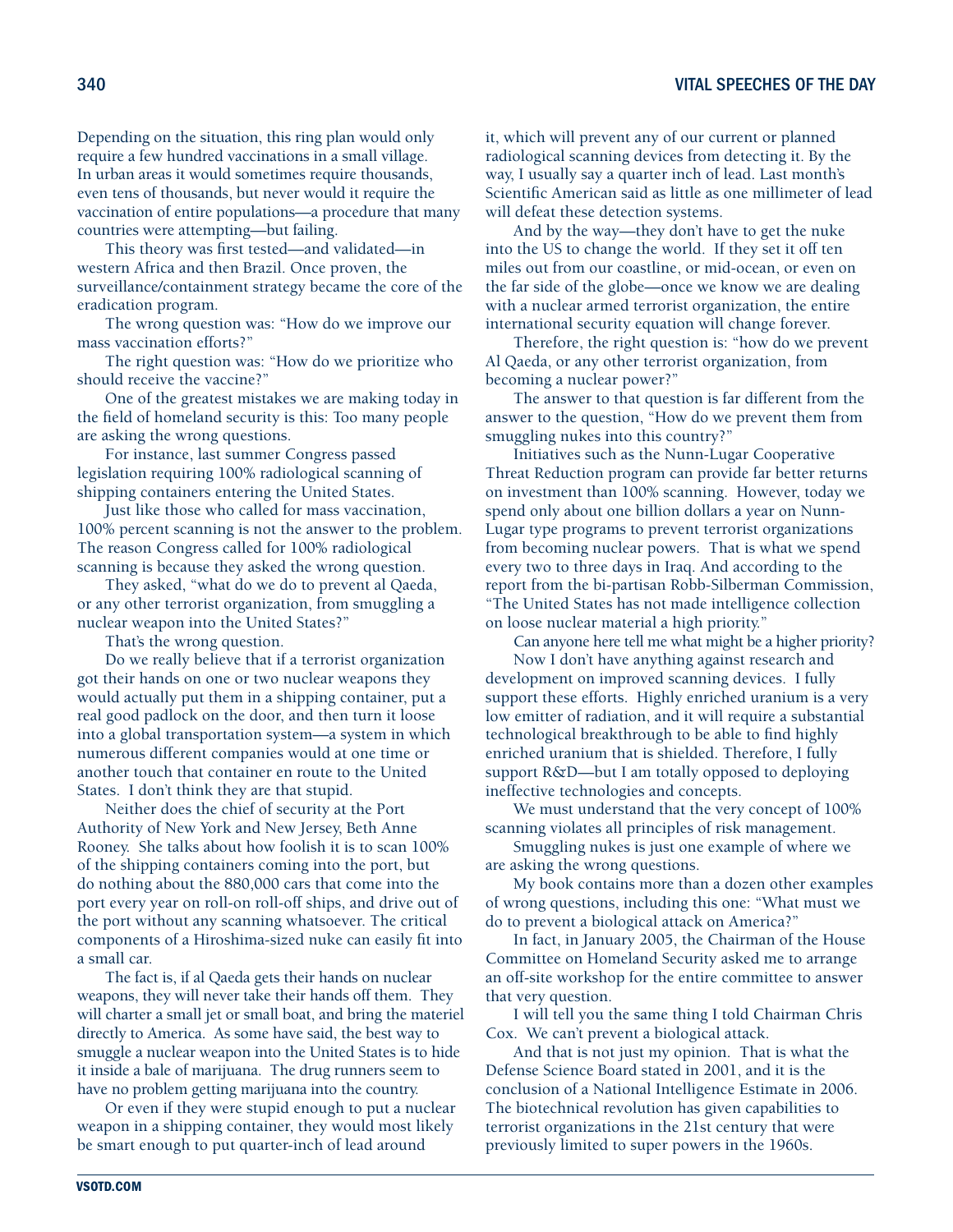Depending on the situation, this ring plan would only require a few hundred vaccinations in a small village. In urban areas it would sometimes require thousands, even tens of thousands, but never would it require the vaccination of entire populations—a procedure that many countries were attempting—but failing.

This theory was first tested—and validated—in western Africa and then Brazil. Once proven, the surveillance/containment strategy became the core of the eradication program.

The wrong question was: "How do we improve our mass vaccination efforts?"

The right question was: "How do we prioritize who should receive the vaccine?"

One of the greatest mistakes we are making today in the field of homeland security is this: Too many people are asking the wrong questions.

For instance, last summer Congress passed legislation requiring 100% radiological scanning of shipping containers entering the United States.

Just like those who called for mass vaccination, 100% percent scanning is not the answer to the problem. The reason Congress called for 100% radiological scanning is because they asked the wrong question.

They asked, "what do we do to prevent al Qaeda, or any other terrorist organization, from smuggling a nuclear weapon into the United States?"

That's the wrong question.

Do we really believe that if a terrorist organization got their hands on one or two nuclear weapons they would actually put them in a shipping container, put a real good padlock on the door, and then turn it loose into a global transportation system—a system in which numerous different companies would at one time or another touch that container en route to the United States. I don't think they are that stupid.

Neither does the chief of security at the Port Authority of New York and New Jersey, Beth Anne Rooney. She talks about how foolish it is to scan 100% of the shipping containers coming into the port, but do nothing about the 880,000 cars that come into the port every year on roll-on roll-off ships, and drive out of the port without any scanning whatsoever. The critical components of a Hiroshima-sized nuke can easily fit into a small car.

The fact is, if al Qaeda gets their hands on nuclear weapons, they will never take their hands off them. They will charter a small jet or small boat, and bring the materiel directly to America. As some have said, the best way to smuggle a nuclear weapon into the United States is to hide it inside a bale of marijuana. The drug runners seem to have no problem getting marijuana into the country.

Or even if they were stupid enough to put a nuclear weapon in a shipping container, they would most likely be smart enough to put quarter-inch of lead around it, which will prevent any of our current or planned radiological scanning devices from detecting it. By the way, I usually say a quarter inch of lead. Last month's Scientific American said as little as one millimeter of lead will defeat these detection systems.

And by the way—they don't have to get the nuke into the US to change the world. If they set it off ten miles out from our coastline, or mid-ocean, or even on the far side of the globe—once we know we are dealing with a nuclear armed terrorist organization, the entire international security equation will change forever.

Therefore, the right question is: "how do we prevent Al Qaeda, or any other terrorist organization, from becoming a nuclear power?"

The answer to that question is far different from the answer to the question, "How do we prevent them from smuggling nukes into this country?"

Initiatives such as the Nunn-Lugar Cooperative Threat Reduction program can provide far better returns on investment than 100% scanning. However, today we spend only about one billion dollars a year on Nunn-Lugar type programs to prevent terrorist organizations from becoming nuclear powers. That is what we spend every two to three days in Iraq. And according to the report from the bi-partisan Robb-Silberman Commission, "The United States has not made intelligence collection on loose nuclear material a high priority."

Can anyone here tell me what might be a higher priority?

Now I don't have anything against research and development on improved scanning devices. I fully support these efforts. Highly enriched uranium is a very low emitter of radiation, and it will require a substantial technological breakthrough to be able to find highly enriched uranium that is shielded. Therefore, I fully support R&D—but I am totally opposed to deploying ineffective technologies and concepts.

We must understand that the very concept of 100% scanning violates all principles of risk management.

Smuggling nukes is just one example of where we are asking the wrong questions.

My book contains more than a dozen other examples of wrong questions, including this one: "What must we do to prevent a biological attack on America?"

In fact, in January 2005, the Chairman of the House Committee on Homeland Security asked me to arrange an off-site workshop for the entire committee to answer that very question.

I will tell you the same thing I told Chairman Chris Cox. We can't prevent a biological attack.

And that is not just my opinion. That is what the Defense Science Board stated in 2001, and it is the conclusion of a National Intelligence Estimate in 2006. The biotechnical revolution has given capabilities to terrorist organizations in the 21st century that were previously limited to super powers in the 1960s.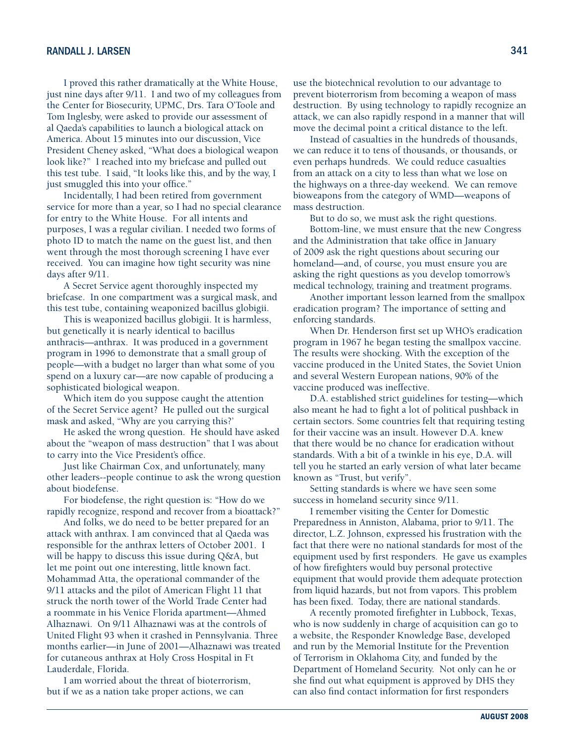I proved this rather dramatically at the White House, just nine days after 9/11. I and two of my colleagues from the Center for Biosecurity, UPMC, Drs. Tara O'Toole and Tom Inglesby, were asked to provide our assessment of al Qaeda's capabilities to launch a biological attack on America. About 15 minutes into our discussion, Vice President Cheney asked, "What does a biological weapon look like?" I reached into my briefcase and pulled out this test tube. I said, "It looks like this, and by the way, I just smuggled this into your office."

Incidentally, I had been retired from government service for more than a year, so I had no special clearance for entry to the White House. For all intents and purposes, I was a regular civilian. I needed two forms of photo ID to match the name on the guest list, and then went through the most thorough screening I have ever received. You can imagine how tight security was nine days after 9/11.

A Secret Service agent thoroughly inspected my briefcase. In one compartment was a surgical mask, and this test tube, containing weaponized bacillus globigii.

This is weaponized bacillus globigii. It is harmless, but genetically it is nearly identical to bacillus anthracis—anthrax. It was produced in a government program in 1996 to demonstrate that a small group of people—with a budget no larger than what some of you spend on a luxury car—are now capable of producing a sophisticated biological weapon.

Which item do you suppose caught the attention of the Secret Service agent? He pulled out the surgical mask and asked, "Why are you carrying this?'

He asked the wrong question. He should have asked about the "weapon of mass destruction" that I was about to carry into the Vice President's office.

Just like Chairman Cox, and unfortunately, many other leaders--people continue to ask the wrong question about biodefense.

For biodefense, the right question is: "How do we rapidly recognize, respond and recover from a bioattack?"

And folks, we do need to be better prepared for an attack with anthrax. I am convinced that al Qaeda was responsible for the anthrax letters of October 2001. I will be happy to discuss this issue during Q&A, but let me point out one interesting, little known fact. Mohammad Atta, the operational commander of the 9/11 attacks and the pilot of American Flight 11 that struck the north tower of the World Trade Center had a roommate in his Venice Florida apartment—Ahmed Alhaznawi. On 9/11 Alhaznawi was at the controls of United Flight 93 when it crashed in Pennsylvania. Three months earlier—in June of 2001—Alhaznawi was treated for cutaneous anthrax at Holy Cross Hospital in Ft Lauderdale, Florida.

I am worried about the threat of bioterrorism, but if we as a nation take proper actions, we can use the biotechnical revolution to our advantage to prevent bioterrorism from becoming a weapon of mass destruction. By using technology to rapidly recognize an attack, we can also rapidly respond in a manner that will move the decimal point a critical distance to the left.

Instead of casualties in the hundreds of thousands, we can reduce it to tens of thousands, or thousands, or even perhaps hundreds. We could reduce casualties from an attack on a city to less than what we lose on the highways on a three-day weekend. We can remove bioweapons from the category of WMD—weapons of mass destruction.

But to do so, we must ask the right questions.

Bottom-line, we must ensure that the new Congress and the Administration that take office in January of 2009 ask the right questions about securing our homeland—and, of course, you must ensure you are asking the right questions as you develop tomorrow's medical technology, training and treatment programs.

Another important lesson learned from the smallpox eradication program? The importance of setting and enforcing standards.

When Dr. Henderson first set up WHO's eradication program in 1967 he began testing the smallpox vaccine. The results were shocking. With the exception of the vaccine produced in the United States, the Soviet Union and several Western European nations, 90% of the vaccine produced was ineffective.

D.A. established strict guidelines for testing—which also meant he had to fight a lot of political pushback in certain sectors. Some countries felt that requiring testing for their vaccine was an insult. However D.A. knew that there would be no chance for eradication without standards. With a bit of a twinkle in his eye, D.A. will tell you he started an early version of what later became known as "Trust, but verify".

Setting standards is where we have seen some success in homeland security since 9/11.

I remember visiting the Center for Domestic Preparedness in Anniston, Alabama, prior to 9/11. The director, L.Z. Johnson, expressed his frustration with the fact that there were no national standards for most of the equipment used by first responders. He gave us examples of how firefighters would buy personal protective equipment that would provide them adequate protection from liquid hazards, but not from vapors. This problem has been fixed. Today, there are national standards.

A recently promoted firefighter in Lubbock, Texas, who is now suddenly in charge of acquisition can go to a website, the Responder Knowledge Base, developed and run by the Memorial Institute for the Prevention of Terrorism in Oklahoma City, and funded by the Department of Homeland Security. Not only can he or she find out what equipment is approved by DHS they can also find contact information for first responders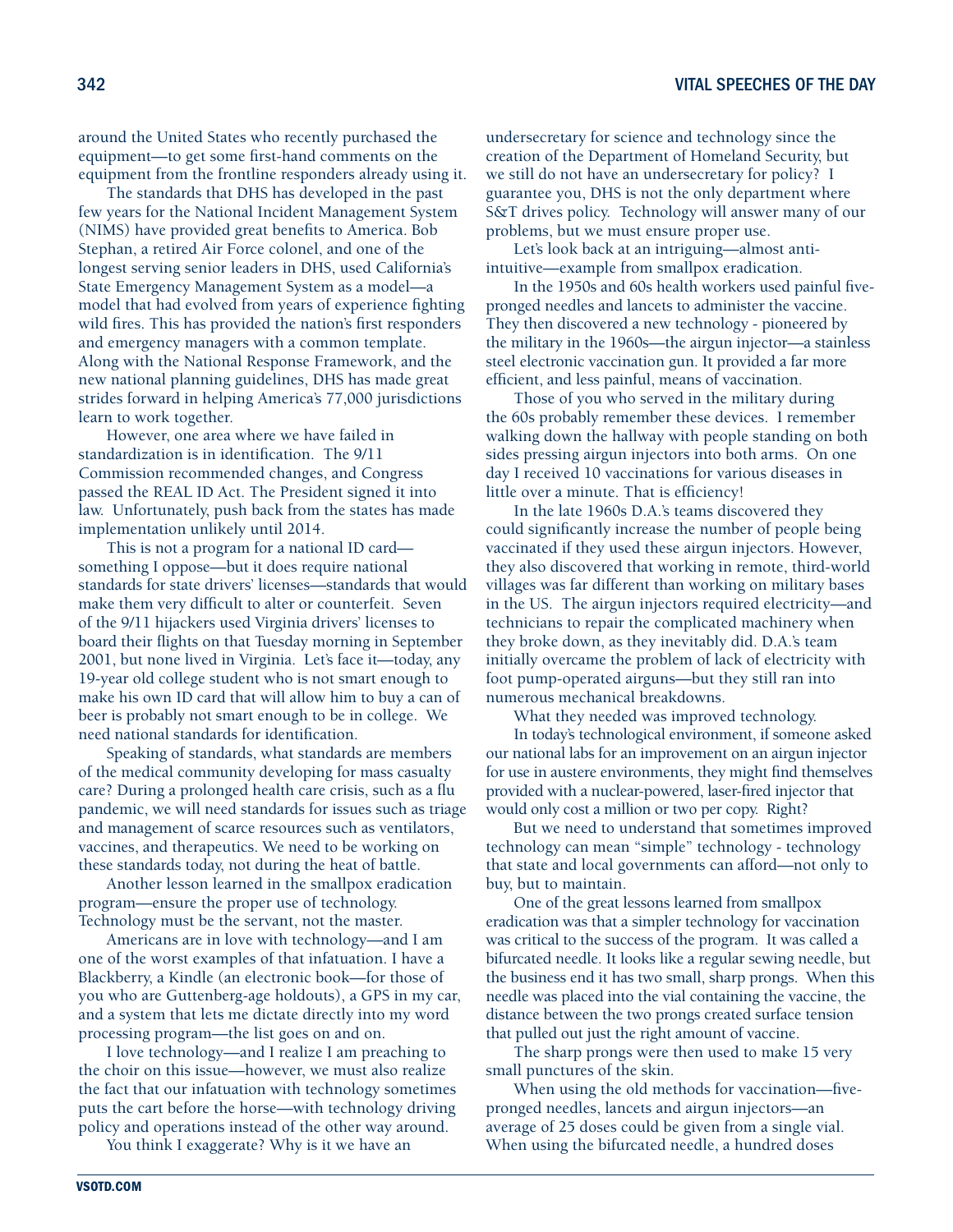around the United States who recently purchased the equipment—to get some first-hand comments on the equipment from the frontline responders already using it.

The standards that DHS has developed in the past few years for the National Incident Management System (NIMS) have provided great benefits to America. Bob Stephan, a retired Air Force colonel, and one of the longest serving senior leaders in DHS, used California's State Emergency Management System as a model—a model that had evolved from years of experience fighting wild fires. This has provided the nation's first responders and emergency managers with a common template. Along with the National Response Framework, and the new national planning guidelines, DHS has made great strides forward in helping America's 77,000 jurisdictions learn to work together.

However, one area where we have failed in standardization is in identification. The 9/11 Commission recommended changes, and Congress passed the REAL ID Act. The President signed it into law. Unfortunately, push back from the states has made implementation unlikely until 2014.

This is not a program for a national ID card—something I oppose—but it does require national standards for state drivers' licenses—standards that would make them very difficult to alter or counterfeit. Seven of the 9/11 hijackers used Virginia drivers' licenses to board their flights on that Tuesday morning in September 2001, but none lived in Virginia. Let's face it—today, any 19-year old college student who is not smart enough to make his own ID card that will allow him to buy a can of beer is probably not smart enough to be in college. We need national standards for identification.

Speaking of standards, what standards are members of the medical community developing for mass casualty care? During a prolonged health care crisis, such as a flu pandemic, we will need standards for issues such as triage and management of scarce resources such as ventilators, vaccines, and therapeutics. We need to be working on these standards today, not during the heat of battle.

Another lesson learned in the smallpox eradication program—ensure the proper use of technology. Technology must be the servant, not the master.

Americans are in love with technology—and I am one of the worst examples of that infatuation. I have a Blackberry, a Kindle (an electronic book—for those of you who are Guttenberg-age holdouts), a GPS in my car, and a system that lets me dictate directly into my word processing program—the list goes on and on.

I love technology—and I realize I am preaching to the choir on this issue—however, we must also realize the fact that our infatuation with technology sometimes puts the cart before the horse—with technology driving policy and operations instead of the other way around.

You think I exaggerate? Why is it we have an undersecretary for science and technology since the creation of the Department of Homeland Security, but we still do not have an undersecretary for policy? I guarantee you, DHS is not the only department where S&T drives policy. Technology will answer many of our problems, but we must ensure proper use.

Let's look back at an intriguing—almost anti-intuitive—example from smallpox eradication.

In the 1950s and 60s health workers used painful five-pronged needles and lancets to administer the vaccine. They then discovered a new technology - pioneered by the military in the 1960s—the airgun injector—a stainless steel electronic vaccination gun. It provided a far more efficient, and less painful, means of vaccination.

Those of you who served in the military during the 60s probably remember these devices. I remember walking down the hallway with people standing on both sides pressing airgun injectors into both arms. On one day I received 10 vaccinations for various diseases in little over a minute. That is efficiency!

In the late 1960s D.A.'s teams discovered they could significantly increase the number of people being vaccinated if they used these airgun injectors. However, they also discovered that working in remote, third-world villages was far different than working on military bases in the US. The airgun injectors required electricity—and technicians to repair the complicated machinery when they broke down, as they inevitably did. D.A.'s team initially overcame the problem of lack of electricity with foot pump-operated airguns—but they still ran into numerous mechanical breakdowns.

What they needed was improved technology.

In today's technological environment, if someone asked our national labs for an improvement on an airgun injector for use in austere environments, they might find themselves provided with a nuclear-powered, laser-fired injector that would only cost a million or two per copy. Right?

But we need to understand that sometimes improved technology can mean "simple" technology - technology that state and local governments can afford—not only to buy, but to maintain.

One of the great lessons learned from smallpox eradication was that a simpler technology for vaccination was critical to the success of the program. It was called a bifurcated needle. It looks like a regular sewing needle, but the business end it has two small, sharp prongs. When this needle was placed into the vial containing the vaccine, the distance between the two prongs created surface tension that pulled out just the right amount of vaccine.

The sharp prongs were then used to make 15 very small punctures of the skin.

When using the old methods for vaccination—five-pronged needles, lancets and airgun injectors—an average of 25 doses could be given from a single vial. When using the bifurcated needle, a hundred doses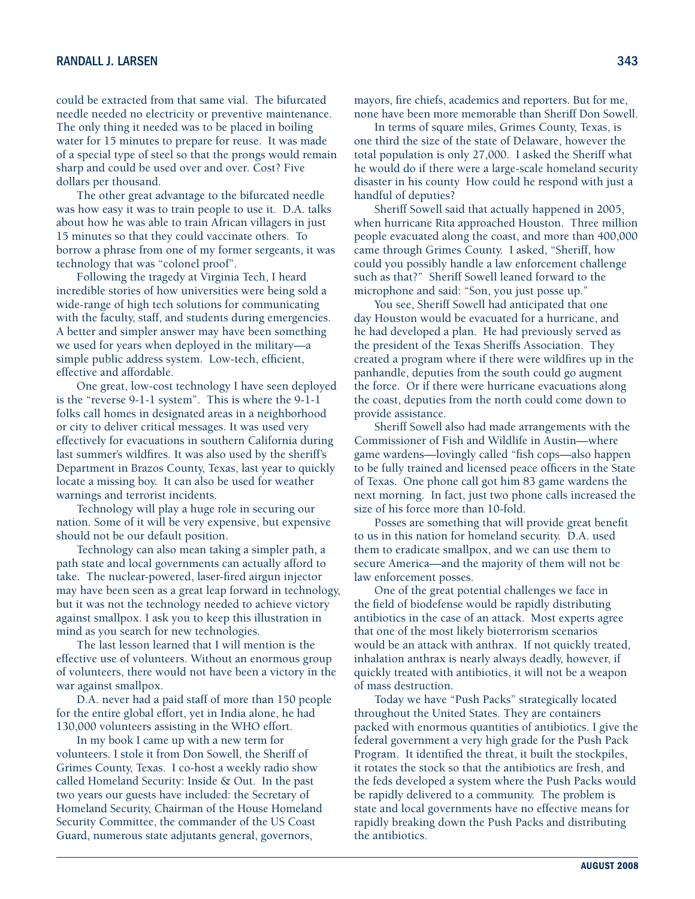could be extracted from that same vial. The bifurcated needle needed no electricity or preventive maintenance. The only thing it needed was to be placed in boiling water for 15 minutes to prepare for reuse. It was made of a special type of steel so that the prongs would remain sharp and could be used over and over. Cost? Five dollars per thousand.

The other great advantage to the bifurcated needle was how easy it was to train people to use it. D.A. talks about how he was able to train African villagers in just 15 minutes so that they could vaccinate others. To borrow a phrase from one of my former sergeants, it was technology that was "colonel proof".

Following the tragedy at Virginia Tech, I heard incredible stories of how universities were being sold a wide-range of high tech solutions for communicating with the faculty, staff, and students during emergencies. A better and simpler answer may have been something we used for years when deployed in the military—a simple public address system. Low-tech, efficient, effective and affordable.

One great, low-cost technology I have seen deployed is the "reverse 9-1-1 system". This is where the 9-1-1 folks call homes in designated areas in a neighborhood or city to deliver critical messages. It was used very effectively for evacuations in southern California during last summer's wildfires. It was also used by the sheriff's Department in Brazos County, Texas, last year to quickly locate a missing boy. It can also be used for weather warnings and terrorist incidents.

Technology will play a huge role in securing our nation. Some of it will be very expensive, but expensive should not be our default position.

Technology can also mean taking a simpler path, a path state and local governments can actually afford to take. The nuclear-powered, laser-fired airgun injector may have been seen as a great leap forward in technology, but it was not the technology needed to achieve victory against smallpox. I ask you to keep this illustration in mind as you search for new technologies.

The last lesson learned that I will mention is the effective use of volunteers. Without an enormous group of volunteers, there would not have been a victory in the war against smallpox.

D.A. never had a paid staff of more than 150 people for the entire global effort, yet in India alone, he had 130,000 volunteers assisting in the WHO effort.

In my book I came up with a new term for volunteers. I stole it from Don Sowell, the Sheriff of Grimes County, Texas. I co-host a weekly radio show called Homeland Security: Inside & Out. In the past two years our guests have included: the Secretary of Homeland Security, Chairman of the House Homeland Security Committee, the commander of the US Coast Guard, numerous state adjutants general, governors, mayors, fire chiefs, academics and reporters. But for me, none have been more memorable than Sheriff Don Sowell.

In terms of square miles, Grimes County, Texas, is one third the size of the state of Delaware, however the total population is only 27,000. I asked the Sheriff what he would do if there were a large-scale homeland security disaster in his county How could he respond with just a handful of deputies?

Sheriff Sowell said that actually happened in 2005, when hurricane Rita approached Houston. Three million people evacuated along the coast, and more than 400,000 came through Grimes County. I asked, "Sheriff, how could you possibly handle a law enforcement challenge such as that?" Sheriff Sowell leaned forward to the microphone and said: "Son, you just posse up."

You see, Sheriff Sowell had anticipated that one day Houston would be evacuated for a hurricane, and he had developed a plan. He had previously served as the president of the Texas Sheriffs Association. They created a program where if there were wildfires up in the panhandle, deputies from the south could go augment the force. Or if there were hurricane evacuations along the coast, deputies from the north could come down to provide assistance.

Sheriff Sowell also had made arrangements with the Commissioner of Fish and Wildlife in Austin—where game wardens—lovingly called "fish cops—also happen to be fully trained and licensed peace officers in the State of Texas. One phone call got him 83 game wardens the next morning. In fact, just two phone calls increased the size of his force more than 10-fold.

Posses are something that will provide great benefit to us in this nation for homeland security. D.A. used them to eradicate smallpox, and we can use them to secure America—and the majority of them will not be law enforcement posses.

One of the great potential challenges we face in the field of biodefense would be rapidly distributing antibiotics in the case of an attack. Most experts agree that one of the most likely bioterrorism scenarios would be an attack with anthrax. If not quickly treated, inhalation anthrax is nearly always deadly, however, if quickly treated with antibiotics, it will not be a weapon of mass destruction.

Today we have "Push Packs" strategically located throughout the United States. They are containers packed with enormous quantities of antibiotics. I give the federal government a very high grade for the Push Pack Program. It identified the threat, it built the stockpiles, it rotates the stock so that the antibiotics are fresh, and the feds developed a system where the Push Packs would be rapidly delivered to a community. The problem is state and local governments have no effective means for rapidly breaking down the Push Packs and distributing the antibiotics.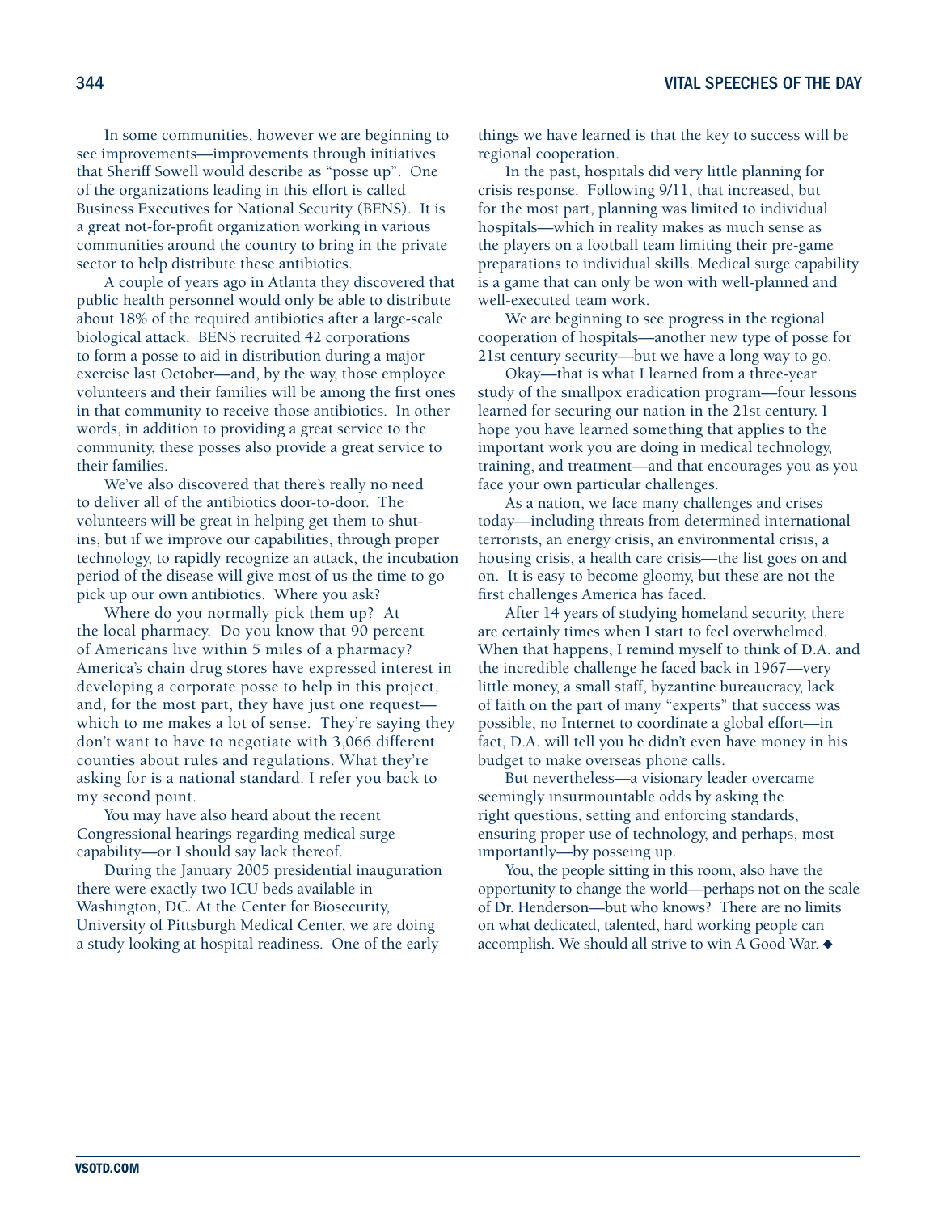In some communities, however we are beginning to see improvements—improvements through initiatives that Sheriff Sowell would describe as "posse up". One of the organizations leading in this effort is called Business Executives for National Security (BENS). It is a great not-for-profit organization working in various communities around the country to bring in the private sector to help distribute these antibiotics.

A couple of years ago in Atlanta they discovered that public health personnel would only be able to distribute about 18% of the required antibiotics after a large-scale biological attack. BENS recruited 42 corporations to form a posse to aid in distribution during a major exercise last October—and, by the way, those employee volunteers and their families will be among the first ones in that community to receive those antibiotics. In other words, in addition to providing a great service to the community, these posses also provide a great service to their families.

We've also discovered that there's really no need to deliver all of the antibiotics door-to-door. The volunteers will be great in helping get them to shut-ins, but if we improve our capabilities, through proper technology, to rapidly recognize an attack, the incubation period of the disease will give most of us the time to go pick up our own antibiotics. Where you ask?

Where do you normally pick them up? At the local pharmacy. Do you know that 90 percent of Americans live within 5 miles of a pharmacy? America's chain drug stores have expressed interest in developing a corporate posse to help in this project, and, for the most part, they have just one request—which to me makes a lot of sense. They're saying they don't want to have to negotiate with 3,066 different counties about rules and regulations. What they're asking for is a national standard. I refer you back to my second point.

You may have also heard about the recent Congressional hearings regarding medical surge capability—or I should say lack thereof.

During the January 2005 presidential inauguration there were exactly two ICU beds available in Washington, DC. At the Center for Biosecurity, University of Pittsburgh Medical Center, we are doing a study looking at hospital readiness. One of the early things we have learned is that the key to success will be regional cooperation.

In the past, hospitals did very little planning for crisis response. Following 9/11, that increased, but for the most part, planning was limited to individual hospitals—which in reality makes as much sense as the players on a football team limiting their pre-game preparations to individual skills. Medical surge capability is a game that can only be won with well-planned and well-executed team work.

We are beginning to see progress in the regional cooperation of hospitals—another new type of posse for 21st century security—but we have a long way to go.

Okay—that is what I learned from a three-year study of the smallpox eradication program—four lessons learned for securing our nation in the 21st century. I hope you have learned something that applies to the important work you are doing in medical technology, training, and treatment—and that encourages you as you face your own particular challenges.

As a nation, we face many challenges and crises today—including threats from determined international terrorists, an energy crisis, an environmental crisis, a housing crisis, a health care crisis—the list goes on and on. It is easy to become gloomy, but these are not the first challenges America has faced.

After 14 years of studying homeland security, there are certainly times when I start to feel overwhelmed. When that happens, I remind myself to think of D.A. and the incredible challenge he faced back in 1967—very little money, a small staff, byzantine bureaucracy, lack of faith on the part of many "experts" that success was possible, no Internet to coordinate a global effort—in fact, D.A. will tell you he didn't even have money in his budget to make overseas phone calls.

But nevertheless—a visionary leader overcame seemingly insurmountable odds by asking the right questions, setting and enforcing standards, ensuring proper use of technology, and perhaps, most importantly—by posseing up.

You, the people sitting in this room, also have the opportunity to change the world—perhaps not on the scale of Dr. Henderson—but who knows? There are no limits on what dedicated, talented, hard working people can accomplish. We should all strive to win A Good War. ◆